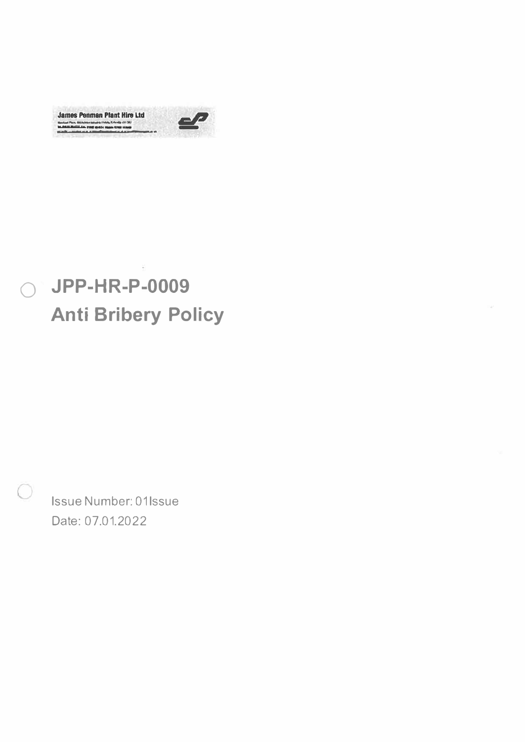James Penman Plant Hire Ltd

# JPP-HR-P-0009
# Anti Bribery Policy

Issue Number: 01Issue
Date: 07.01.2022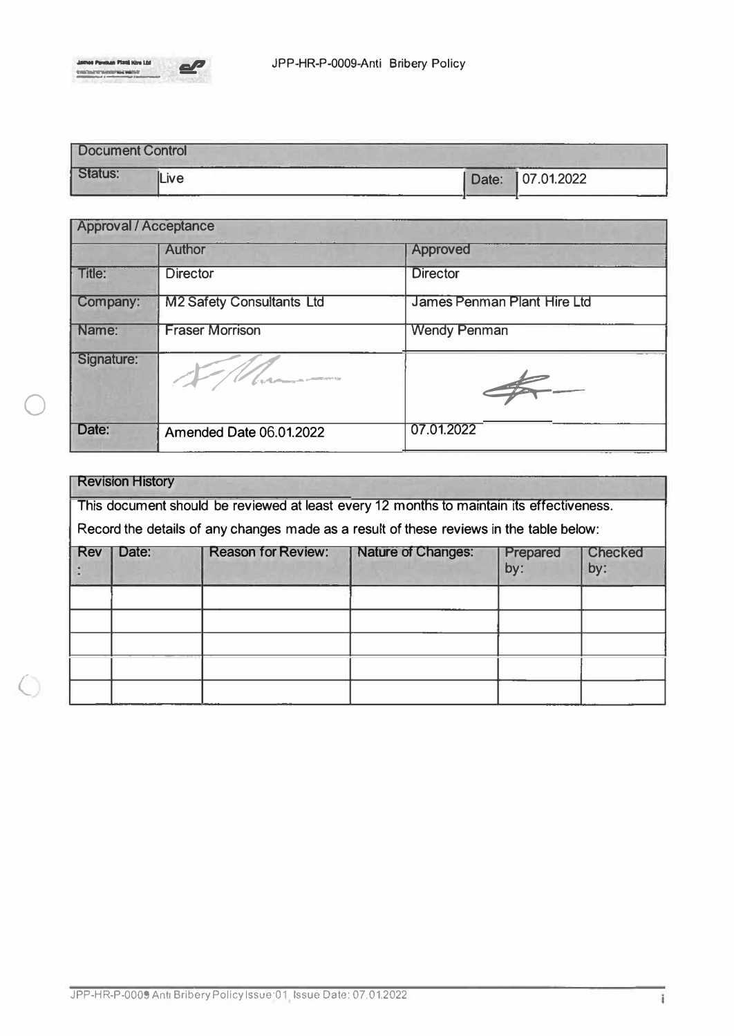| Document Control | | | |
|---|---|---|---|
| Status: | Live | Date: | 07.01.2022 |

| Approval / Acceptance | | |
|---|---|---|
| | Author | Approved |
| Title: | Director | Director |
| Company: | M2 Safety Consultants Ltd | James Penman Plant Hire Ltd |
| Name: | Fraser Morrison | Wendy Penman |
| Signature: | | |
| Date: | Amended Date 06.01.2022 | 07.01.2022 |

**Revision History**

This document should be reviewed at least every 12 months to maintain its effectiveness.

Record the details of any changes made as a result of these reviews in the table below:

| Rev: | Date: | Reason for Review: | Nature of Changes: | Prepared by: | Checked by: |
|---|---|---|---|---|---|
| | | | | | |
| | | | | | |
| | | | | | |
| | | | | | |
| | | | | | |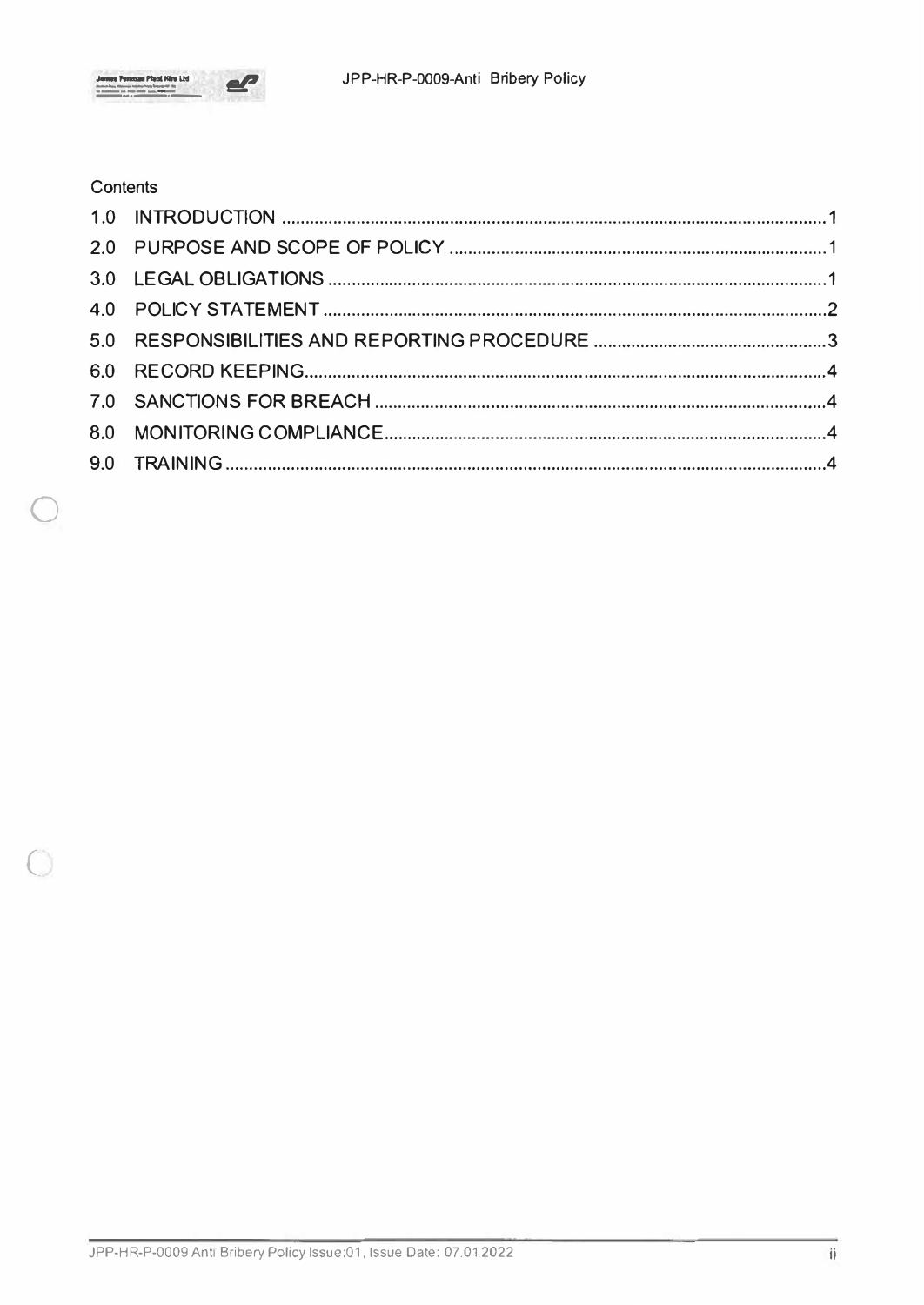Contents

| | | |
|---|---|---|
| 1.0 | INTRODUCTION | 1 |
| 2.0 | PURPOSE AND SCOPE OF POLICY | 1 |
| 3.0 | LEGAL OBLIGATIONS | 1 |
| 4.0 | POLICY STATEMENT | 2 |
| 5.0 | RESPONSIBILITIES AND REPORTING PROCEDURE | 3 |
| 6.0 | RECORD KEEPING | 4 |
| 7.0 | SANCTIONS FOR BREACH | 4 |
| 8.0 | MONITORING COMPLIANCE | 4 |
| 9.0 | TRAINING | 4 |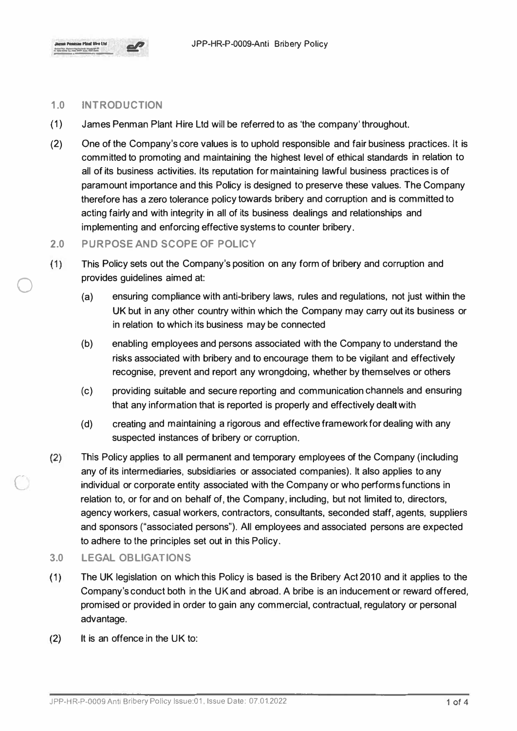## 1.0 INTRODUCTION

(1) James Penman Plant Hire Ltd will be referred to as 'the company' throughout.

(2) One of the Company's core values is to uphold responsible and fair business practices. It is committed to promoting and maintaining the highest level of ethical standards in relation to all of its business activities. Its reputation for maintaining lawful business practices is of paramount importance and this Policy is designed to preserve these values. The Company therefore has a zero tolerance policy towards bribery and corruption and is committed to acting fairly and with integrity in all of its business dealings and relationships and implementing and enforcing effective systems to counter bribery.

## 2.0 PURPOSE AND SCOPE OF POLICY

(1) This Policy sets out the Company's position on any form of bribery and corruption and provides guidelines aimed at:

(a) ensuring compliance with anti-bribery laws, rules and regulations, not just within the UK but in any other country within which the Company may carry out its business or in relation to which its business may be connected

(b) enabling employees and persons associated with the Company to understand the risks associated with bribery and to encourage them to be vigilant and effectively recognise, prevent and report any wrongdoing, whether by themselves or others

(c) providing suitable and secure reporting and communication channels and ensuring that any information that is reported is properly and effectively dealt with

(d) creating and maintaining a rigorous and effective framework for dealing with any suspected instances of bribery or corruption.

(2) This Policy applies to all permanent and temporary employees of the Company (including any of its intermediaries, subsidiaries or associated companies). It also applies to any individual or corporate entity associated with the Company or who performs functions in relation to, or for and on behalf of, the Company, including, but not limited to, directors, agency workers, casual workers, contractors, consultants, seconded staff, agents, suppliers and sponsors ("associated persons"). All employees and associated persons are expected to adhere to the principles set out in this Policy.

## 3.0 LEGAL OBLIGATIONS

(1) The UK legislation on which this Policy is based is the Bribery Act 2010 and it applies to the Company's conduct both in the UK and abroad. A bribe is an inducement or reward offered, promised or provided in order to gain any commercial, contractual, regulatory or personal advantage.

(2) It is an offence in the UK to: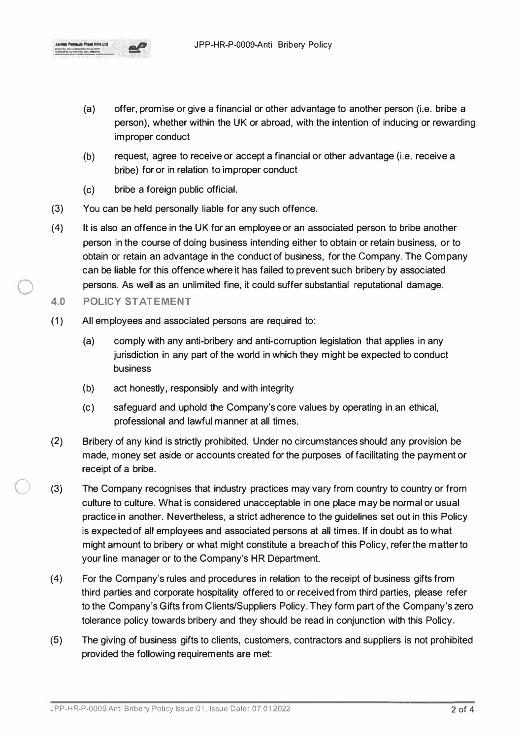(a) offer, promise or give a financial or other advantage to another person (i.e. bribe a person), whether within the UK or abroad, with the intention of inducing or rewarding improper conduct

(b) request, agree to receive or accept a financial or other advantage (i.e. receive a bribe) for or in relation to improper conduct

(c) bribe a foreign public official.

(3) You can be held personally liable for any such offence.

(4) It is also an offence in the UK for an employee or an associated person to bribe another person in the course of doing business intending either to obtain or retain business, or to obtain or retain an advantage in the conduct of business, for the Company. The Company can be liable for this offence where it has failed to prevent such bribery by associated persons. As well as an unlimited fine, it could suffer substantial reputational damage.

## 4.0 POLICY STATEMENT

(1) All employees and associated persons are required to:

(a) comply with any anti-bribery and anti-corruption legislation that applies in any jurisdiction in any part of the world in which they might be expected to conduct business

(b) act honestly, responsibly and with integrity

(c) safeguard and uphold the Company's core values by operating in an ethical, professional and lawful manner at all times.

(2) Bribery of any kind is strictly prohibited. Under no circumstances should any provision be made, money set aside or accounts created for the purposes of facilitating the payment or receipt of a bribe.

(3) The Company recognises that industry practices may vary from country to country or from culture to culture. What is considered unacceptable in one place may be normal or usual practice in another. Nevertheless, a strict adherence to the guidelines set out in this Policy is expected of all employees and associated persons at all times. If in doubt as to what might amount to bribery or what might constitute a breach of this Policy, refer the matter to your line manager or to the Company's HR Department.

(4) For the Company's rules and procedures in relation to the receipt of business gifts from third parties and corporate hospitality offered to or received from third parties, please refer to the Company's Gifts from Clients/Suppliers Policy. They form part of the Company's zero tolerance policy towards bribery and they should be read in conjunction with this Policy.

(5) The giving of business gifts to clients, customers, contractors and suppliers is not prohibited provided the following requirements are met: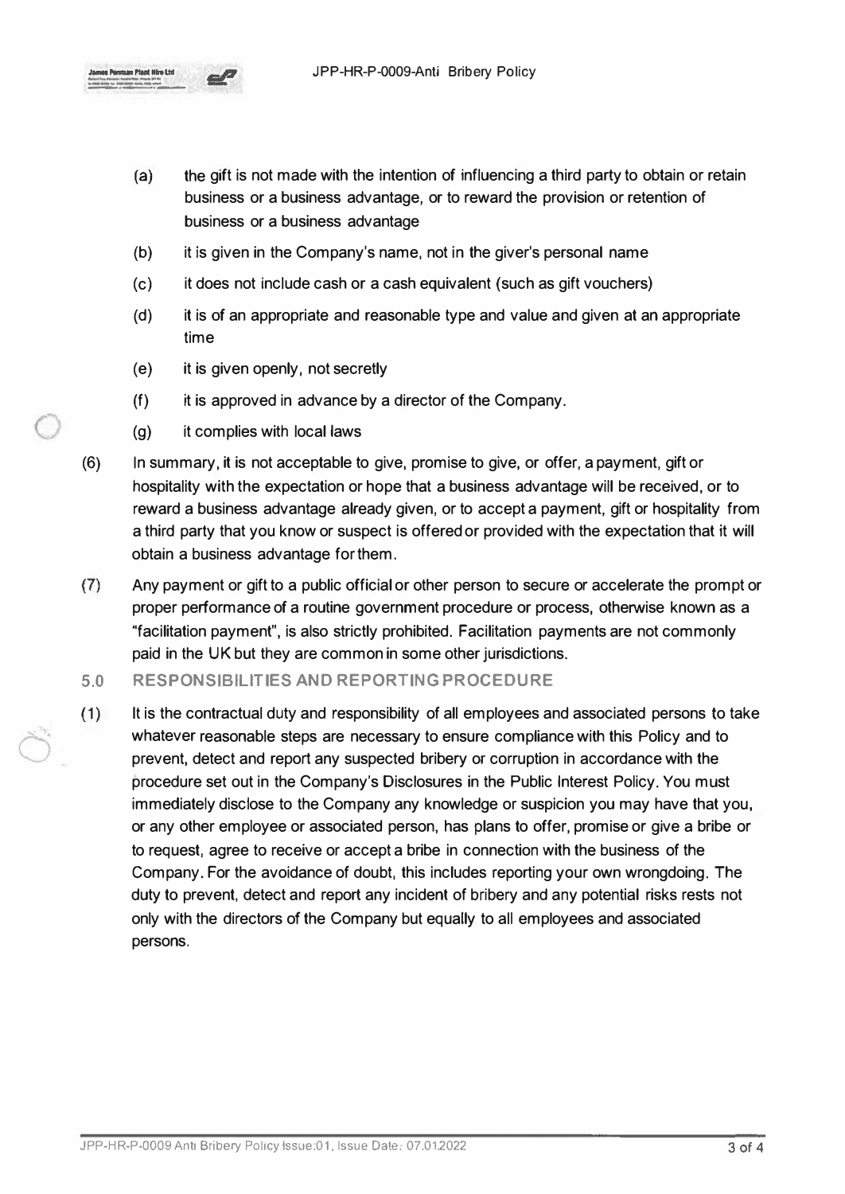(a) the gift is not made with the intention of influencing a third party to obtain or retain business or a business advantage, or to reward the provision or retention of business or a business advantage

(b) it is given in the Company's name, not in the giver's personal name

(c) it does not include cash or a cash equivalent (such as gift vouchers)

(d) it is of an appropriate and reasonable type and value and given at an appropriate time

(e) it is given openly, not secretly

(f) it is approved in advance by a director of the Company.

(g) it complies with local laws

(6) In summary, it is not acceptable to give, promise to give, or offer, a payment, gift or hospitality with the expectation or hope that a business advantage will be received, or to reward a business advantage already given, or to accept a payment, gift or hospitality from a third party that you know or suspect is offered or provided with the expectation that it will obtain a business advantage for them.

(7) Any payment or gift to a public official or other person to secure or accelerate the prompt or proper performance of a routine government procedure or process, otherwise known as a "facilitation payment", is also strictly prohibited. Facilitation payments are not commonly paid in the UK but they are common in some other jurisdictions.

## 5.0 RESPONSIBILITIES AND REPORTING PROCEDURE

(1) It is the contractual duty and responsibility of all employees and associated persons to take whatever reasonable steps are necessary to ensure compliance with this Policy and to prevent, detect and report any suspected bribery or corruption in accordance with the procedure set out in the Company's Disclosures in the Public Interest Policy. You must immediately disclose to the Company any knowledge or suspicion you may have that you, or any other employee or associated person, has plans to offer, promise or give a bribe or to request, agree to receive or accept a bribe in connection with the business of the Company. For the avoidance of doubt, this includes reporting your own wrongdoing. The duty to prevent, detect and report any incident of bribery and any potential risks rests not only with the directors of the Company but equally to all employees and associated persons.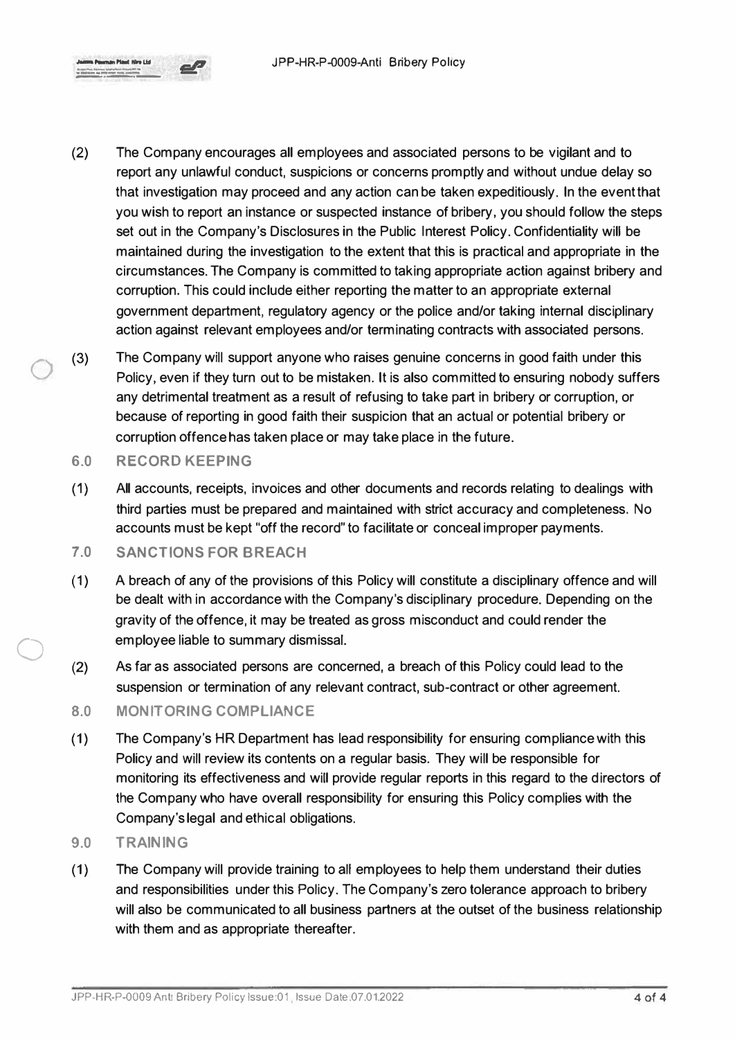(2) The Company encourages all employees and associated persons to be vigilant and to report any unlawful conduct, suspicions or concerns promptly and without undue delay so that investigation may proceed and any action can be taken expeditiously. In the event that you wish to report an instance or suspected instance of bribery, you should follow the steps set out in the Company's Disclosures in the Public Interest Policy. Confidentiality will be maintained during the investigation to the extent that this is practical and appropriate in the circumstances. The Company is committed to taking appropriate action against bribery and corruption. This could include either reporting the matter to an appropriate external government department, regulatory agency or the police and/or taking internal disciplinary action against relevant employees and/or terminating contracts with associated persons.

(3) The Company will support anyone who raises genuine concerns in good faith under this Policy, even if they turn out to be mistaken. It is also committed to ensuring nobody suffers any detrimental treatment as a result of refusing to take part in bribery or corruption, or because of reporting in good faith their suspicion that an actual or potential bribery or corruption offence has taken place or may take place in the future.

## 6.0 RECORD KEEPING

(1) All accounts, receipts, invoices and other documents and records relating to dealings with third parties must be prepared and maintained with strict accuracy and completeness. No accounts must be kept "off the record" to facilitate or conceal improper payments.

## 7.0 SANCTIONS FOR BREACH

(1) A breach of any of the provisions of this Policy will constitute a disciplinary offence and will be dealt with in accordance with the Company's disciplinary procedure. Depending on the gravity of the offence, it may be treated as gross misconduct and could render the employee liable to summary dismissal.

(2) As far as associated persons are concerned, a breach of this Policy could lead to the suspension or termination of any relevant contract, sub-contract or other agreement.

## 8.0 MONITORING COMPLIANCE

(1) The Company's HR Department has lead responsibility for ensuring compliance with this Policy and will review its contents on a regular basis. They will be responsible for monitoring its effectiveness and will provide regular reports in this regard to the directors of the Company who have overall responsibility for ensuring this Policy complies with the Company's legal and ethical obligations.

## 9.0 TRAINING

(1) The Company will provide training to all employees to help them understand their duties and responsibilities under this Policy. The Company's zero tolerance approach to bribery will also be communicated to all business partners at the outset of the business relationship with them and as appropriate thereafter.